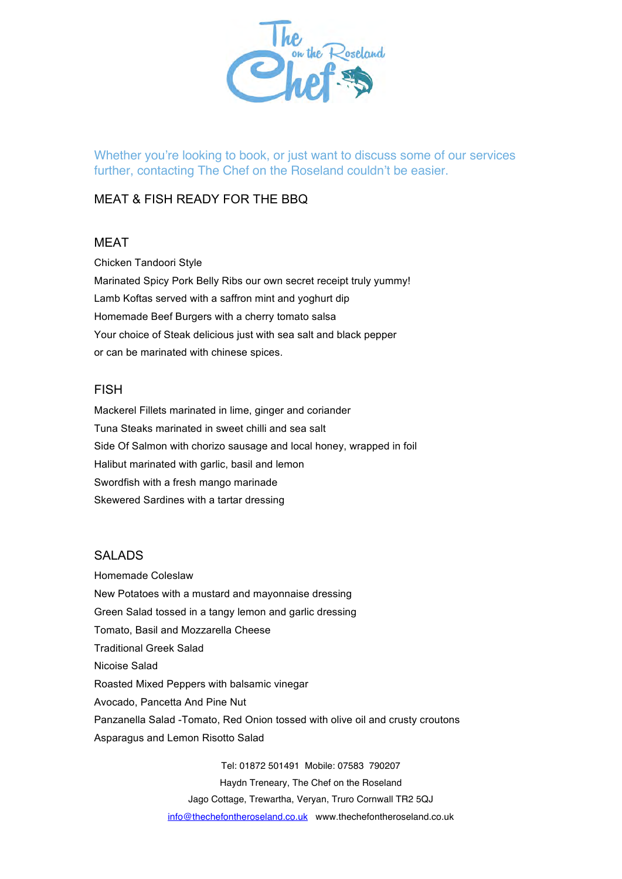The Chef on the Roseland

Whether you're looking to book, or just want to discuss some of our services further, contacting The Chef on the Roseland couldn't be easier.

# MEAT & FISH READY FOR THE BBQ

## MEAT

Chicken Tandoori Style

Marinated Spicy Pork Belly Ribs our own secret receipt truly yummy!

Lamb Koftas served with a saffron mint and yoghurt dip

Homemade Beef Burgers with a cherry tomato salsa

Your choice of Steak delicious just with sea salt and black pepper
or can be marinated with chinese spices.

## FISH

Mackerel Fillets marinated in lime, ginger and coriander

Tuna Steaks marinated in sweet chilli and sea salt

Side Of Salmon with chorizo sausage and local honey, wrapped in foil

Halibut marinated with garlic, basil and lemon

Swordfish with a fresh mango marinade

Skewered Sardines with a tartar dressing

## SALADS

Homemade Coleslaw

New Potatoes with a mustard and mayonnaise dressing

Green Salad tossed in a tangy lemon and garlic dressing

Tomato, Basil and Mozzarella Cheese

Traditional Greek Salad

Nicoise Salad

Roasted Mixed Peppers with balsamic vinegar

Avocado, Pancetta And Pine Nut

Panzanella Salad -Tomato, Red Onion tossed with olive oil and crusty croutons

Asparagus and Lemon Risotto Salad

Tel: 01872 501491 Mobile: 07583 790207
Haydn Treneary, The Chef on the Roseland
Jago Cottage, Trewartha, Veryan, Truro Cornwall TR2 5QJ
info@thechefontheroseland.co.uk www.thechefontheroseland.co.uk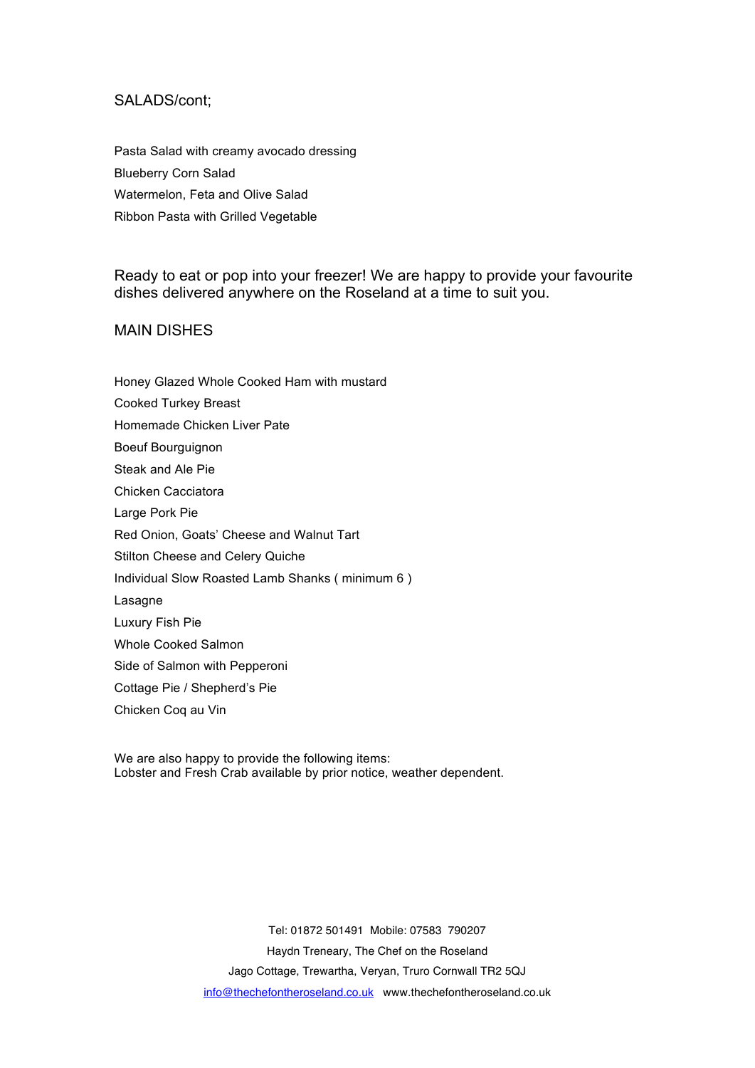## SALADS/cont;

Pasta Salad with creamy avocado dressing
Blueberry Corn Salad
Watermelon, Feta and Olive Salad
Ribbon Pasta with Grilled Vegetable

Ready to eat or pop into your freezer! We are happy to provide your favourite dishes delivered anywhere on the Roseland at a time to suit you.

## MAIN DISHES

Honey Glazed Whole Cooked Ham with mustard
Cooked Turkey Breast
Homemade Chicken Liver Pate
Boeuf Bourguignon
Steak and Ale Pie
Chicken Cacciatora
Large Pork Pie
Red Onion, Goats' Cheese and Walnut Tart
Stilton Cheese and Celery Quiche
Individual Slow Roasted Lamb Shanks ( minimum 6 )
Lasagne
Luxury Fish Pie
Whole Cooked Salmon
Side of Salmon with Pepperoni
Cottage Pie / Shepherd's Pie
Chicken Coq au Vin

We are also happy to provide the following items:
Lobster and Fresh Crab available by prior notice, weather dependent.

Tel: 01872 501491 Mobile: 07583 790207
Haydn Treneary, The Chef on the Roseland
Jago Cottage, Trewartha, Veryan, Truro Cornwall TR2 5QJ
info@thechefontheroseland.co.uk www.thechefontheroseland.co.uk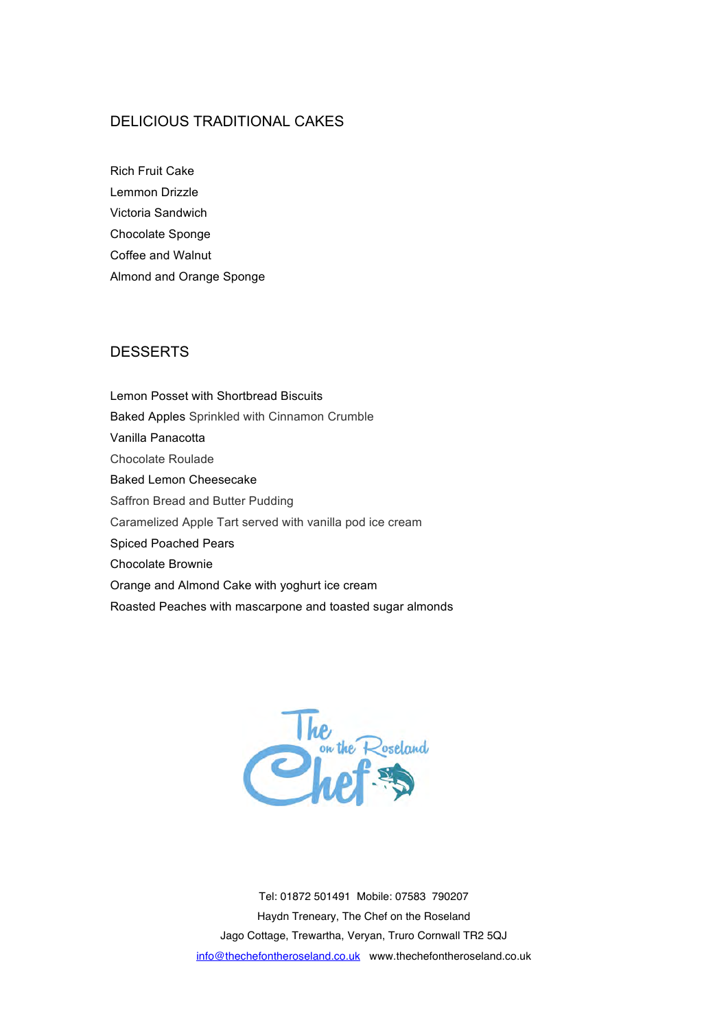## DELICIOUS TRADITIONAL CAKES

Rich Fruit Cake
Lemmon Drizzle
Victoria Sandwich
Chocolate Sponge
Coffee and Walnut
Almond and Orange Sponge

## DESSERTS

Lemon Posset with Shortbread Biscuits
Baked Apples Sprinkled with Cinnamon Crumble
Vanilla Panacotta
Chocolate Roulade
Baked Lemon Cheesecake
Saffron Bread and Butter Pudding
Caramelized Apple Tart served with vanilla pod ice cream
Spiced Poached Pears
Chocolate Brownie
Orange and Almond Cake with yoghurt ice cream
Roasted Peaches with mascarpone and toasted sugar almonds

The Chef on the Roseland

Tel: 01872 501491 Mobile: 07583 790207
Haydn Treneary, The Chef on the Roseland
Jago Cottage, Trewartha, Veryan, Truro Cornwall TR2 5QJ
info@thechefontheroseland.co.uk www.thechefontheroseland.co.uk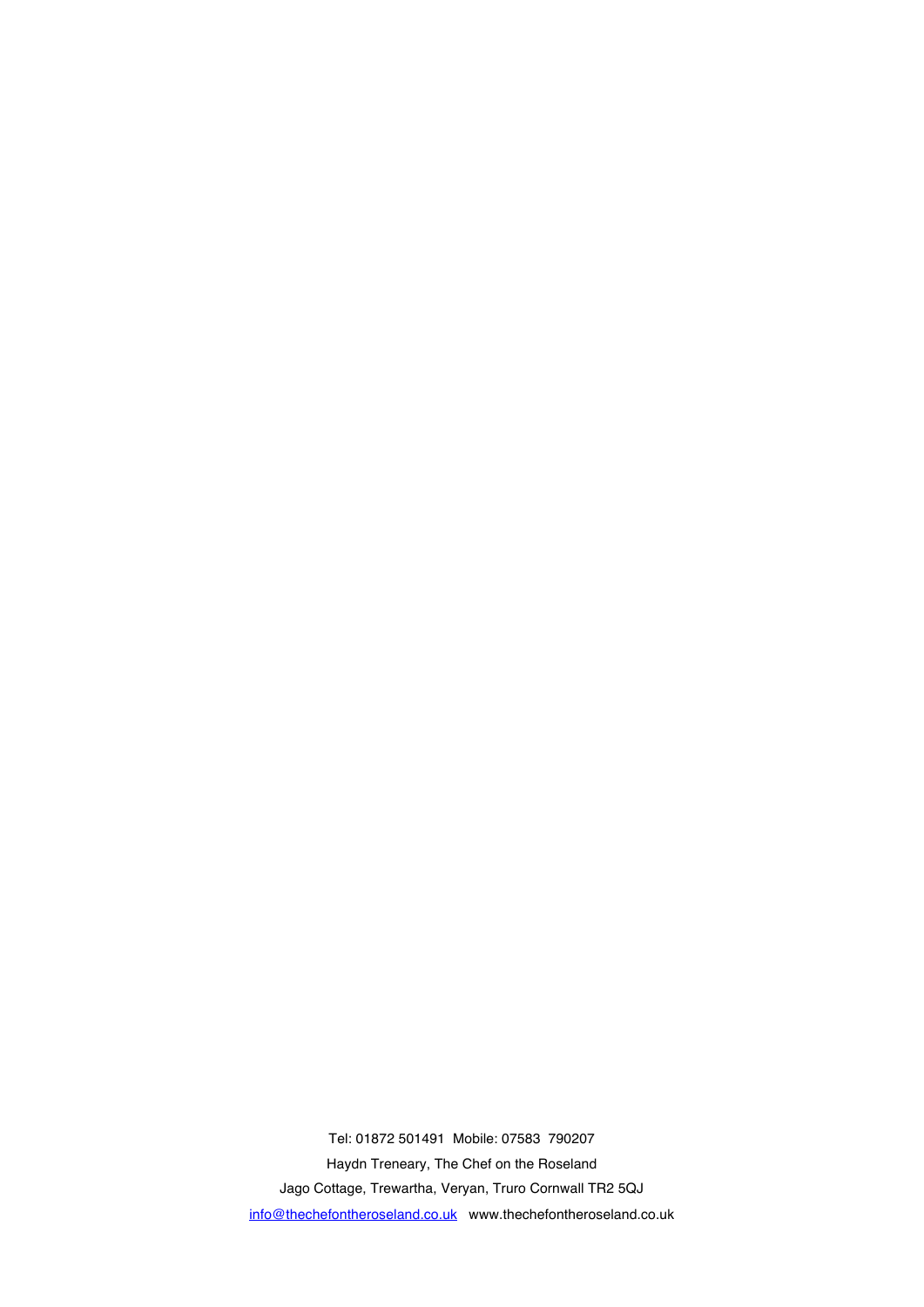Tel: 01872 501491  Mobile: 07583  790207

Haydn Treneary, The Chef on the Roseland

Jago Cottage, Trewartha, Veryan, Truro Cornwall TR2 5QJ

info@thechefontheroseland.co.uk   www.thechefontheroseland.co.uk